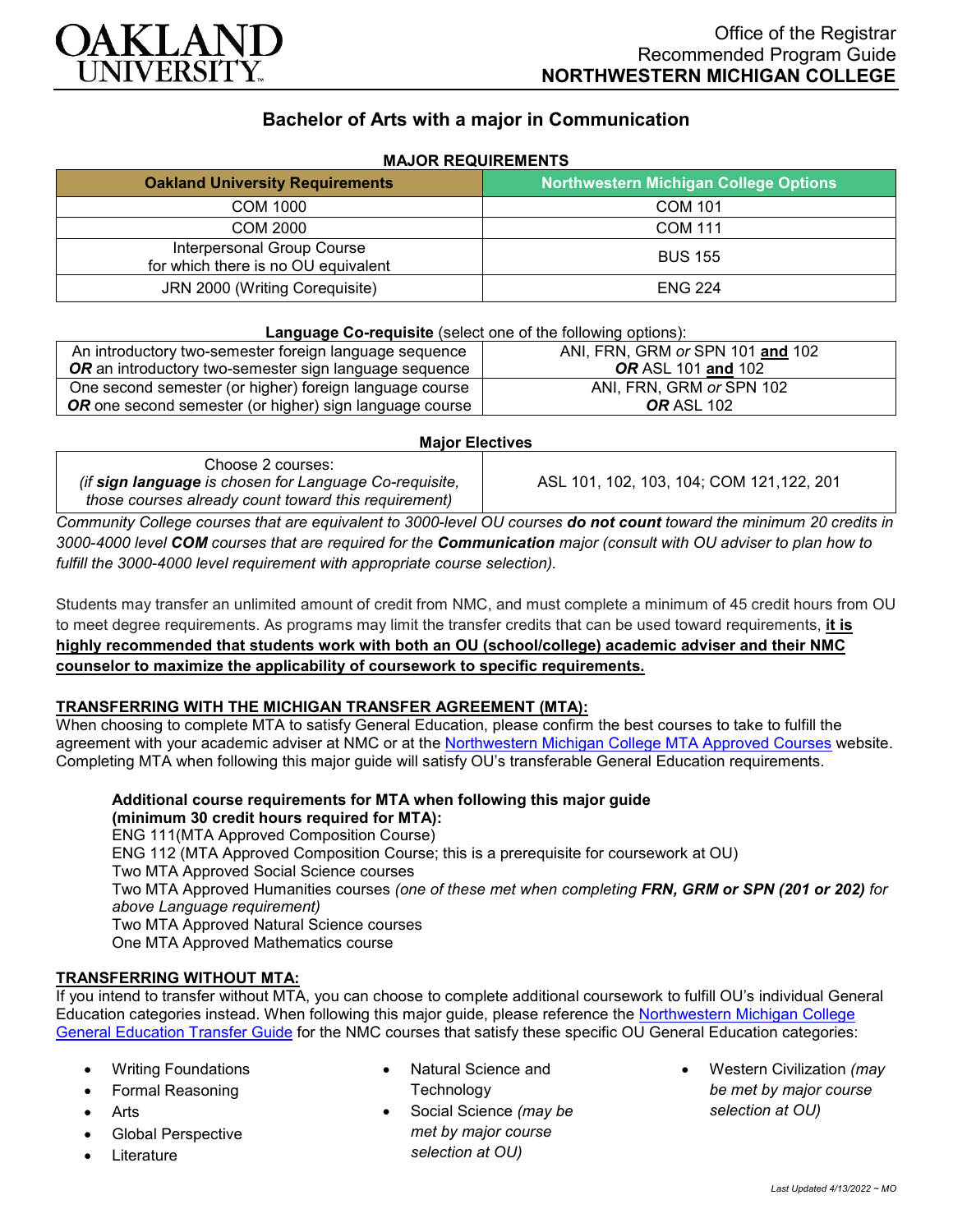Office of the Registrar
Recommended Program Guide
**NORTHWESTERN MICHIGAN COLLEGE**

# Bachelor of Arts with a major in Communication

**MAJOR REQUIREMENTS**

| Oakland University Requirements | Northwestern Michigan College Options |
|---|---|
| COM 1000 | COM 101 |
| COM 2000 | COM 111 |
| Interpersonal Group Course for which there is no OU equivalent | BUS 155 |
| JRN 2000 (Writing Corequisite) | ENG 224 |

**Language Co-requisite** (select one of the following options):

| | |
|---|---|
| An introductory two-semester foreign language sequence ***OR*** an introductory two-semester sign language sequence | ANI, FRN, GRM *or* SPN 101 **and** 102 ***OR*** ASL 101 **and** 102 |
| One second semester (or higher) foreign language course ***OR*** one second semester (or higher) sign language course | ANI, FRN, GRM *or* SPN 102 ***OR*** ASL 102 |

**Major Electives**

| | |
|---|---|
| Choose 2 courses: *(if **sign language** is chosen for Language Co-requisite, those courses already count toward this requirement)* | ASL 101, 102, 103, 104; COM 121,122, 201 |

*Community College courses that are equivalent to 3000-level OU courses **do not count** toward the minimum 20 credits in 3000-4000 level **COM** courses that are required for the **Communication** major (consult with OU adviser to plan how to fulfill the 3000-4000 level requirement with appropriate course selection).*

Students may transfer an unlimited amount of credit from NMC, and must complete a minimum of 45 credit hours from OU to meet degree requirements. As programs may limit the transfer credits that can be used toward requirements, **it is highly recommended that students work with both an OU (school/college) academic adviser and their NMC counselor to maximize the applicability of coursework to specific requirements.**

## TRANSFERRING WITH THE MICHIGAN TRANSFER AGREEMENT (MTA):

When choosing to complete MTA to satisfy General Education, please confirm the best courses to take to fulfill the agreement with your academic adviser at NMC or at the Northwestern Michigan College MTA Approved Courses website. Completing MTA when following this major guide will satisfy OU's transferable General Education requirements.

**Additional course requirements for MTA when following this major guide (minimum 30 credit hours required for MTA):**

ENG 111(MTA Approved Composition Course)
ENG 112 (MTA Approved Composition Course; this is a prerequisite for coursework at OU)
Two MTA Approved Social Science courses
Two MTA Approved Humanities courses *(one of these met when completing **FRN, GRM or SPN (201 or 202)** for above Language requirement)*
Two MTA Approved Natural Science courses
One MTA Approved Mathematics course

## TRANSFERRING WITHOUT MTA:

If you intend to transfer without MTA, you can choose to complete additional coursework to fulfill OU's individual General Education categories instead. When following this major guide, please reference the Northwestern Michigan College General Education Transfer Guide for the NMC courses that satisfy these specific OU General Education categories:

- Writing Foundations
- Formal Reasoning
- Arts
- Global Perspective
- Literature
- Natural Science and Technology
- Social Science *(may be met by major course selection at OU)*
- Western Civilization *(may be met by major course selection at OU)*

*Last Updated 4/13/2022 ~ MO*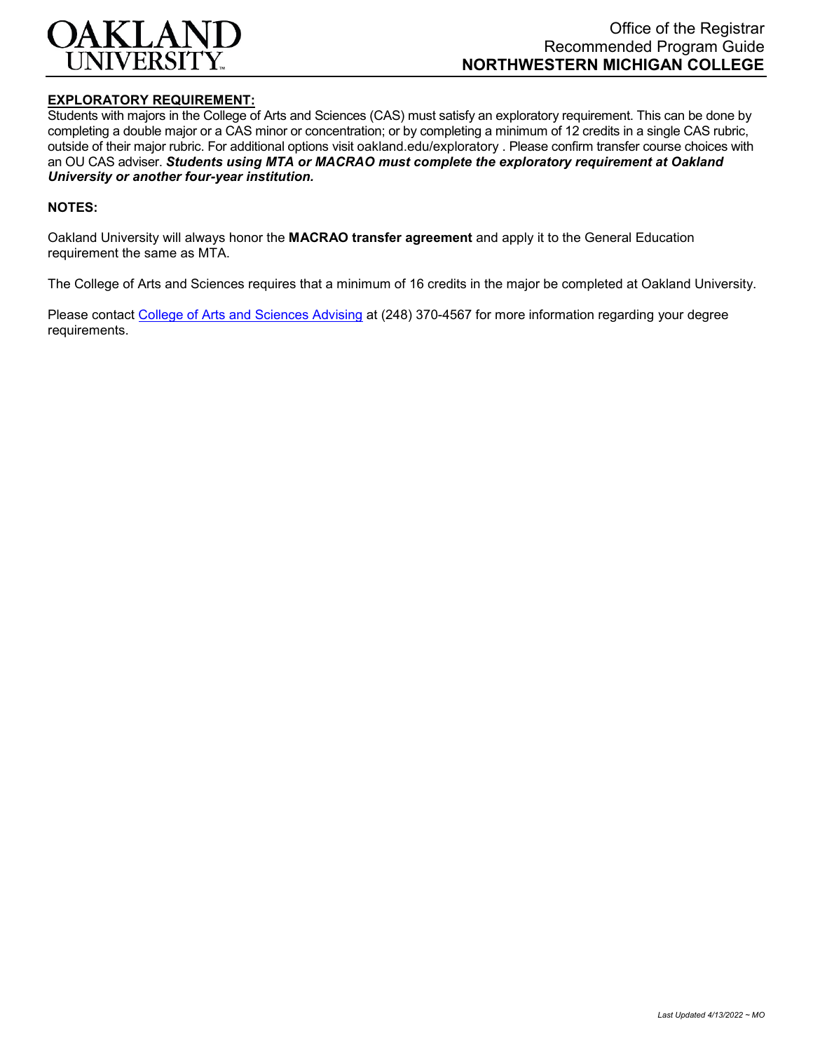**EXPLORATORY REQUIREMENT:**

Students with majors in the College of Arts and Sciences (CAS) must satisfy an exploratory requirement. This can be done by completing a double major or a CAS minor or concentration; or by completing a minimum of 12 credits in a single CAS rubric, outside of their major rubric. For additional options visit oakland.edu/exploratory . Please confirm transfer course choices with an OU CAS adviser. ***Students using MTA or MACRAO must complete the exploratory requirement at Oakland University or another four-year institution.***

**NOTES:**

Oakland University will always honor the **MACRAO transfer agreement** and apply it to the General Education requirement the same as MTA.

The College of Arts and Sciences requires that a minimum of 16 credits in the major be completed at Oakland University.

Please contact College of Arts and Sciences Advising at (248) 370-4567 for more information regarding your degree requirements.

*Last Updated 4/13/2022 ~ MO*